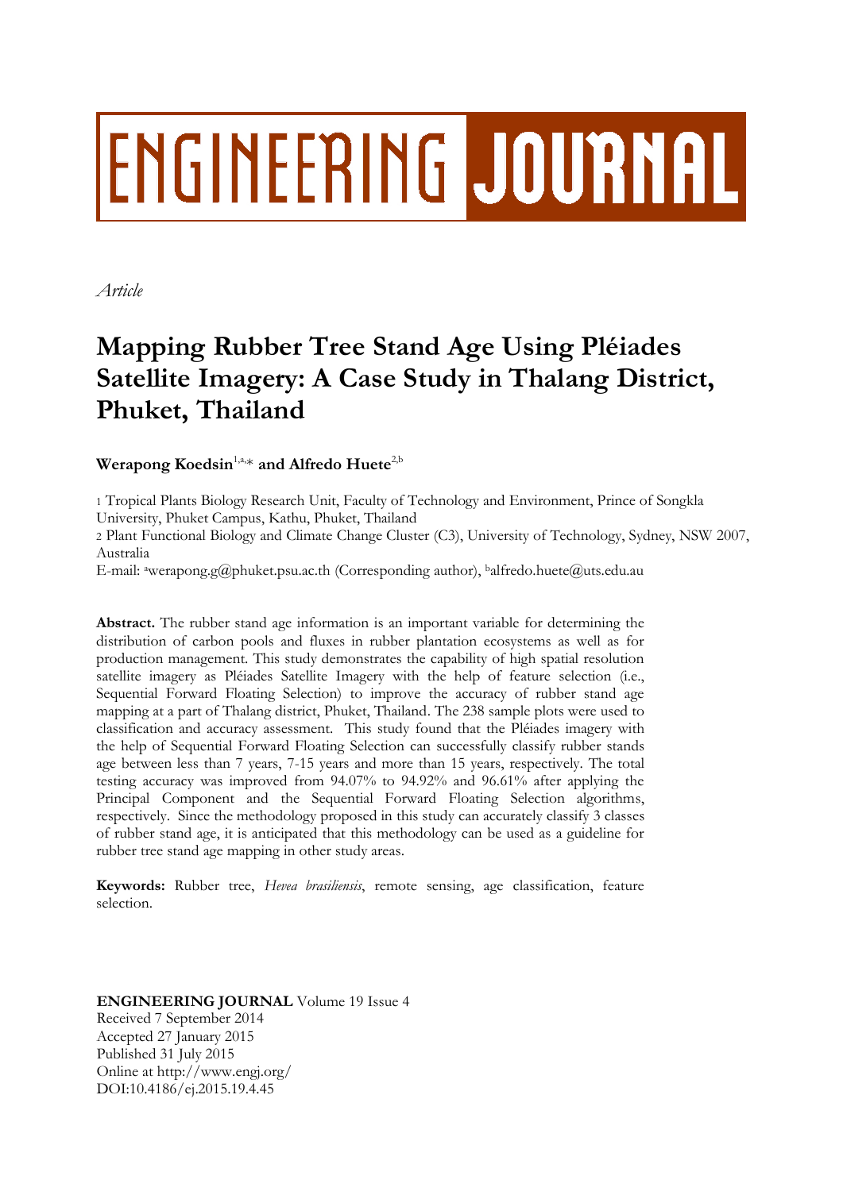ENGINEERING JOURNAL

*Article*

# Mapping Rubber Tree Stand Age Using Pléiades Satellite Imagery: A Case Study in Thalang District, Phuket, Thailand

**Werapong Koedsin**[1,a,*] **and Alfredo Huete**[2,b]

1 Tropical Plants Biology Research Unit, Faculty of Technology and Environment, Prince of Songkla University, Phuket Campus, Kathu, Phuket, Thailand

2 Plant Functional Biology and Climate Change Cluster (C3), University of Technology, Sydney, NSW 2007, Australia

E-mail: [a]werapong.g@phuket.psu.ac.th (Corresponding author), [b]alfredo.huete@uts.edu.au

**Abstract.** The rubber stand age information is an important variable for determining the distribution of carbon pools and fluxes in rubber plantation ecosystems as well as for production management. This study demonstrates the capability of high spatial resolution satellite imagery as Pléiades Satellite Imagery with the help of feature selection (i.e., Sequential Forward Floating Selection) to improve the accuracy of rubber stand age mapping at a part of Thalang district, Phuket, Thailand. The 238 sample plots were used to classification and accuracy assessment. This study found that the Pléiades imagery with the help of Sequential Forward Floating Selection can successfully classify rubber stands age between less than 7 years, 7-15 years and more than 15 years, respectively. The total testing accuracy was improved from 94.07% to 94.92% and 96.61% after applying the Principal Component and the Sequential Forward Floating Selection algorithms, respectively. Since the methodology proposed in this study can accurately classify 3 classes of rubber stand age, it is anticipated that this methodology can be used as a guideline for rubber tree stand age mapping in other study areas.

**Keywords:** Rubber tree, *Hevea brasiliensis*, remote sensing, age classification, feature selection.

**ENGINEERING JOURNAL** Volume 19 Issue 4
Received 7 September 2014
Accepted 27 January 2015
Published 31 July 2015
Online at http://www.engj.org/
DOI:10.4186/ej.2015.19.4.45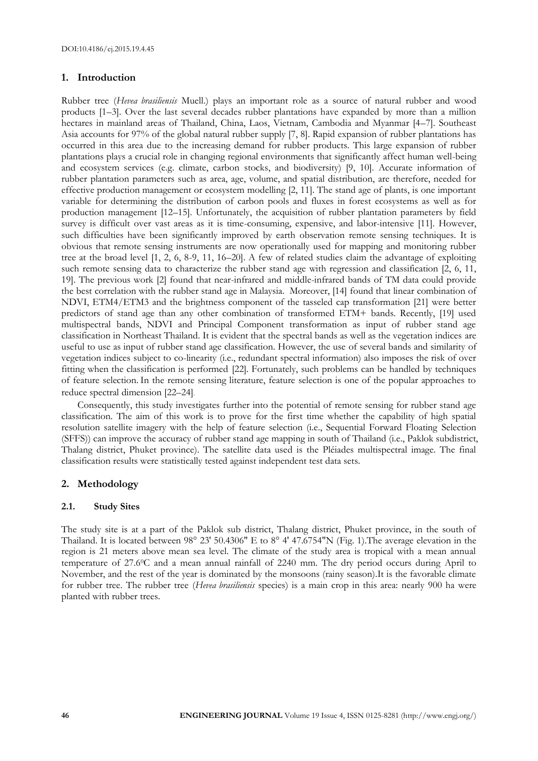## 1. Introduction

Rubber tree (*Hevea brasiliensis* Muell.) plays an important role as a source of natural rubber and wood products [1–3]. Over the last several decades rubber plantations have expanded by more than a million hectares in mainland areas of Thailand, China, Laos, Vietnam, Cambodia and Myanmar [4–7]. Southeast Asia accounts for 97% of the global natural rubber supply [7, 8]. Rapid expansion of rubber plantations has occurred in this area due to the increasing demand for rubber products. This large expansion of rubber plantations plays a crucial role in changing regional environments that significantly affect human well-being and ecosystem services (e.g. climate, carbon stocks, and biodiversity) [9, 10]. Accurate information of rubber plantation parameters such as area, age, volume, and spatial distribution, are therefore, needed for effective production management or ecosystem modelling [2, 11]. The stand age of plants, is one important variable for determining the distribution of carbon pools and fluxes in forest ecosystems as well as for production management [12–15]. Unfortunately, the acquisition of rubber plantation parameters by field survey is difficult over vast areas as it is time-consuming, expensive, and labor-intensive [11]. However, such difficulties have been significantly improved by earth observation remote sensing techniques. It is obvious that remote sensing instruments are now operationally used for mapping and monitoring rubber tree at the broad level [1, 2, 6, 8-9, 11, 16–20]. A few of related studies claim the advantage of exploiting such remote sensing data to characterize the rubber stand age with regression and classification [2, 6, 11, 19]. The previous work [2] found that near-infrared and middle-infrared bands of TM data could provide the best correlation with the rubber stand age in Malaysia. Moreover, [14] found that linear combination of NDVI, ETM4/ETM3 and the brightness component of the tasseled cap transformation [21] were better predictors of stand age than any other combination of transformed ETM+ bands. Recently, [19] used multispectral bands, NDVI and Principal Component transformation as input of rubber stand age classification in Northeast Thailand. It is evident that the spectral bands as well as the vegetation indices are useful to use as input of rubber stand age classification. However, the use of several bands and similarity of vegetation indices subject to co-linearity (i.e., redundant spectral information) also imposes the risk of over fitting when the classification is performed [22]. Fortunately, such problems can be handled by techniques of feature selection. In the remote sensing literature, feature selection is one of the popular approaches to reduce spectral dimension [22–24].

Consequently, this study investigates further into the potential of remote sensing for rubber stand age classification. The aim of this work is to prove for the first time whether the capability of high spatial resolution satellite imagery with the help of feature selection (i.e., Sequential Forward Floating Selection (SFFS)) can improve the accuracy of rubber stand age mapping in south of Thailand (i.e., Paklok subdistrict, Thalang district, Phuket province). The satellite data used is the Pléiades multispectral image. The final classification results were statistically tested against independent test data sets.

## 2. Methodology

### 2.1. Study Sites

The study site is at a part of the Paklok sub district, Thalang district, Phuket province, in the south of Thailand. It is located between 98° 23' 50.4306" E to 8° 4' 47.6754"N (Fig. 1).The average elevation in the region is 21 meters above mean sea level. The climate of the study area is tropical with a mean annual temperature of 27.6$^{0}$C and a mean annual rainfall of 2240 mm. The dry period occurs during April to November, and the rest of the year is dominated by the monsoons (rainy season).It is the favorable climate for rubber tree. The rubber tree (*Hevea brasiliensis* species) is a main crop in this area: nearly 900 ha were planted with rubber trees.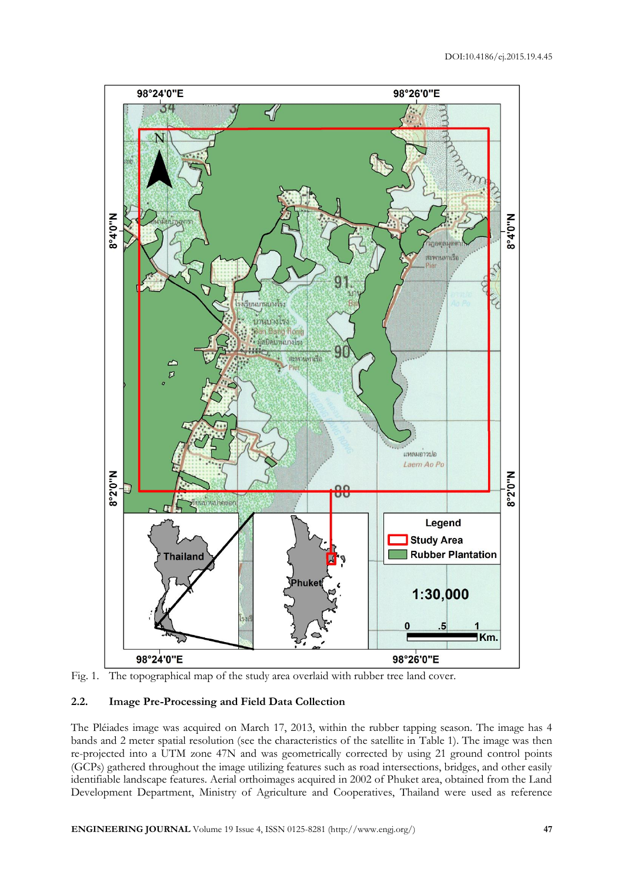Fig. 1. The topographical map of the study area overlaid with rubber tree land cover.

### 2.2. Image Pre-Processing and Field Data Collection

The Pléiades image was acquired on March 17, 2013, within the rubber tapping season. The image has 4 bands and 2 meter spatial resolution (see the characteristics of the satellite in Table 1). The image was then re-projected into a UTM zone 47N and was geometrically corrected by using 21 ground control points (GCPs) gathered throughout the image utilizing features such as road intersections, bridges, and other easily identifiable landscape features. Aerial orthoimages acquired in 2002 of Phuket area, obtained from the Land Development Department, Ministry of Agriculture and Cooperatives, Thailand were used as reference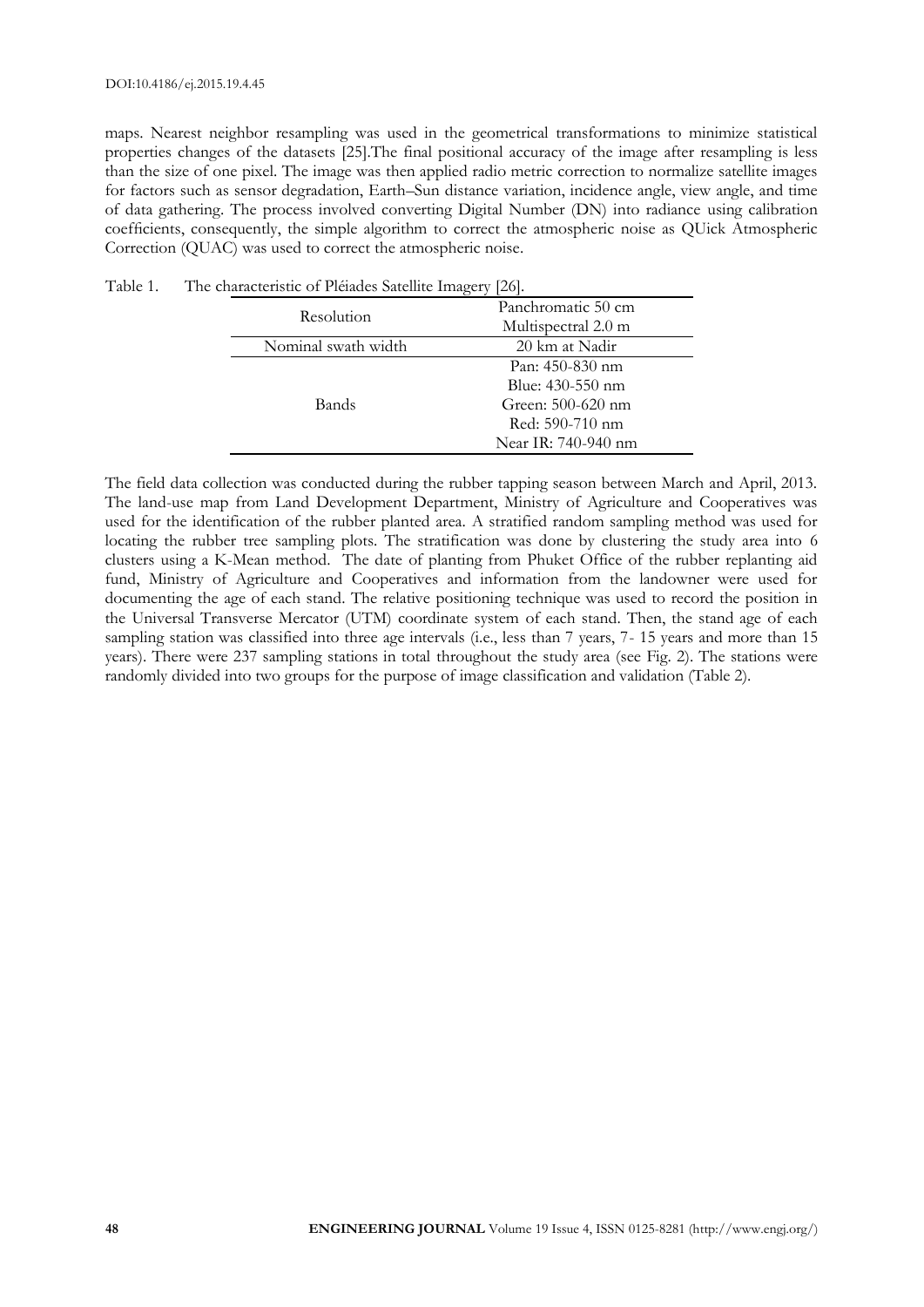maps. Nearest neighbor resampling was used in the geometrical transformations to minimize statistical properties changes of the datasets [25].The final positional accuracy of the image after resampling is less than the size of one pixel. The image was then applied radio metric correction to normalize satellite images for factors such as sensor degradation, Earth–Sun distance variation, incidence angle, view angle, and time of data gathering. The process involved converting Digital Number (DN) into radiance using calibration coefficients, consequently, the simple algorithm to correct the atmospheric noise as QUick Atmospheric Correction (QUAC) was used to correct the atmospheric noise.

Table 1. The characteristic of Pléiades Satellite Imagery [26].

| | |
|---|---|
| Resolution | Panchromatic 50 cm<br>Multispectral 2.0 m |
| Nominal swath width | 20 km at Nadir |
| Bands | Pan: 450-830 nm<br>Blue: 430-550 nm<br>Green: 500-620 nm<br>Red: 590-710 nm<br>Near IR: 740-940 nm |

The field data collection was conducted during the rubber tapping season between March and April, 2013. The land-use map from Land Development Department, Ministry of Agriculture and Cooperatives was used for the identification of the rubber planted area. A stratified random sampling method was used for locating the rubber tree sampling plots. The stratification was done by clustering the study area into 6 clusters using a K-Mean method. The date of planting from Phuket Office of the rubber replanting aid fund, Ministry of Agriculture and Cooperatives and information from the landowner were used for documenting the age of each stand. The relative positioning technique was used to record the position in the Universal Transverse Mercator (UTM) coordinate system of each stand. Then, the stand age of each sampling station was classified into three age intervals (i.e., less than 7 years, 7- 15 years and more than 15 years). There were 237 sampling stations in total throughout the study area (see Fig. 2). The stations were randomly divided into two groups for the purpose of image classification and validation (Table 2).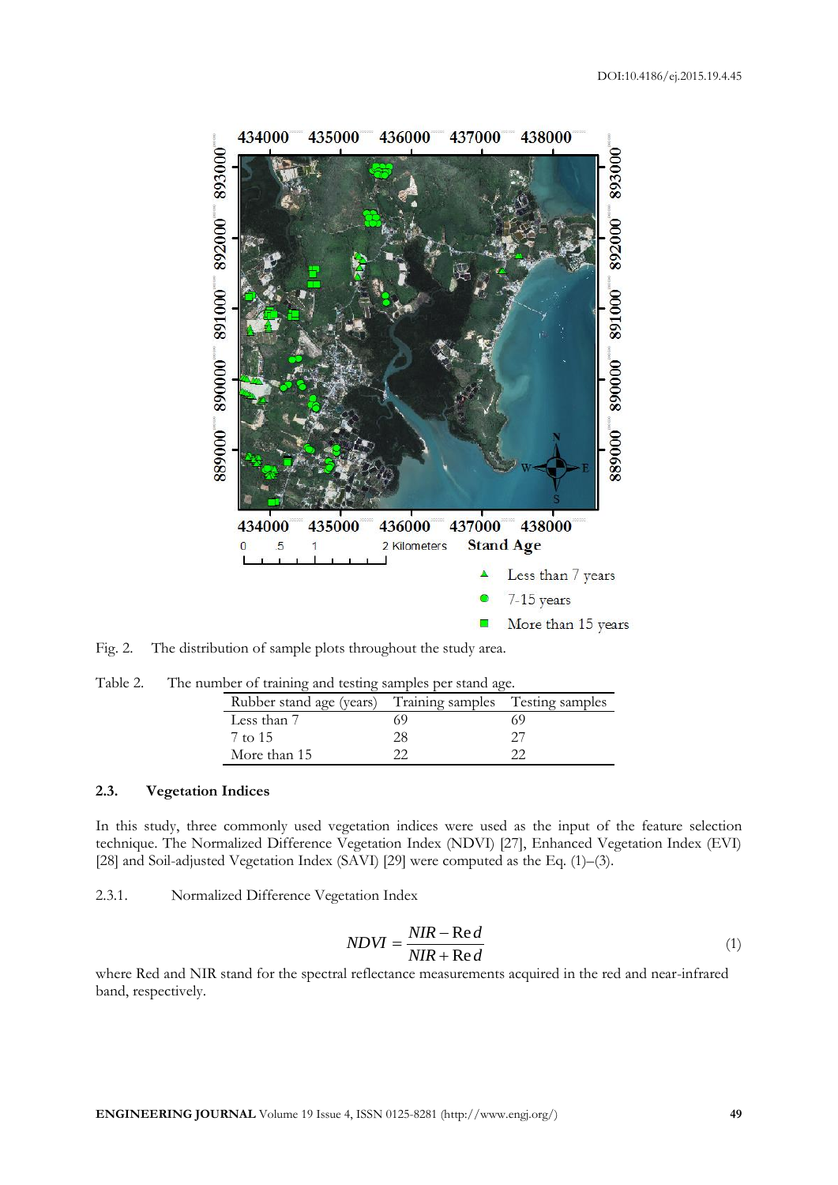Fig. 2. The distribution of sample plots throughout the study area.

Table 2. The number of training and testing samples per stand age.

| Rubber stand age (years) | Training samples | Testing samples |
|---|---|---|
| Less than 7 | 69 | 69 |
| 7 to 15 | 28 | 27 |
| More than 15 | 22 | 22 |

### 2.3. Vegetation Indices

In this study, three commonly used vegetation indices were used as the input of the feature selection technique. The Normalized Difference Vegetation Index (NDVI) [27], Enhanced Vegetation Index (EVI) [28] and Soil-adjusted Vegetation Index (SAVI) [29] were computed as the Eq. (1)–(3).

#### 2.3.1. Normalized Difference Vegetation Index

$$NDVI = \frac{NIR - \mathrm{Red}}{NIR + \mathrm{Red}} \tag{1}$$

where Red and NIR stand for the spectral reflectance measurements acquired in the red and near-infrared band, respectively.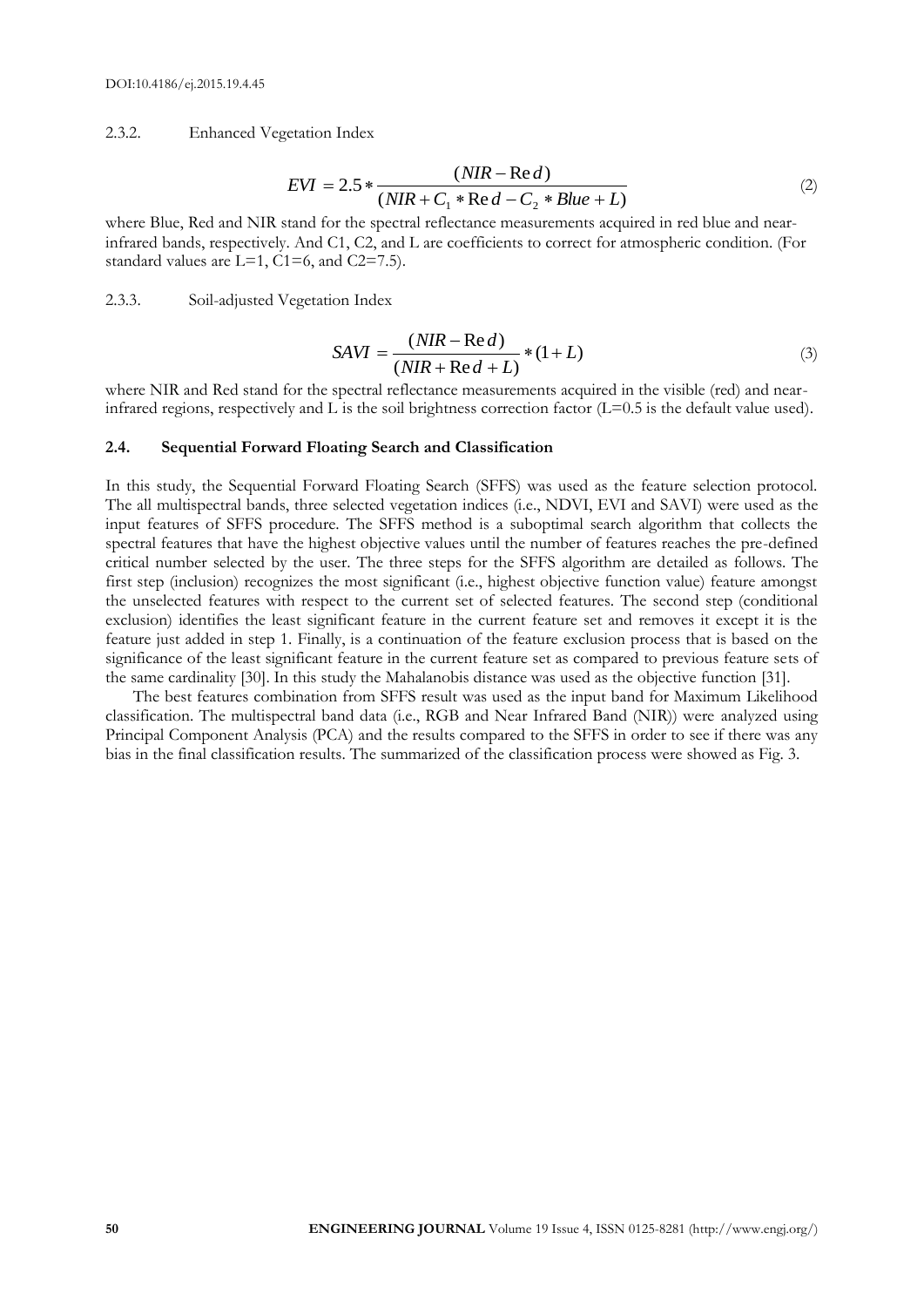#### 2.3.2. Enhanced Vegetation Index

$$EVI = 2.5 * \frac{(NIR - \mathrm{Red})}{(NIR + C_1 * \mathrm{Red} - C_2 * Blue + L)} \tag{2}$$

where Blue, Red and NIR stand for the spectral reflectance measurements acquired in red blue and near-infrared bands, respectively. And C1, C2, and L are coefficients to correct for atmospheric condition. (For standard values are L=1, C1=6, and C2=7.5).

#### 2.3.3. Soil-adjusted Vegetation Index

$$SAVI = \frac{(NIR - \mathrm{Red})}{(NIR + \mathrm{Red} + L)} * (1 + L) \tag{3}$$

where NIR and Red stand for the spectral reflectance measurements acquired in the visible (red) and near-infrared regions, respectively and L is the soil brightness correction factor (L=0.5 is the default value used).

### 2.4. Sequential Forward Floating Search and Classification

In this study, the Sequential Forward Floating Search (SFFS) was used as the feature selection protocol. The all multispectral bands, three selected vegetation indices (i.e., NDVI, EVI and SAVI) were used as the input features of SFFS procedure. The SFFS method is a suboptimal search algorithm that collects the spectral features that have the highest objective values until the number of features reaches the pre-defined critical number selected by the user. The three steps for the SFFS algorithm are detailed as follows. The first step (inclusion) recognizes the most significant (i.e., highest objective function value) feature amongst the unselected features with respect to the current set of selected features. The second step (conditional exclusion) identifies the least significant feature in the current feature set and removes it except it is the feature just added in step 1. Finally, is a continuation of the feature exclusion process that is based on the significance of the least significant feature in the current feature set as compared to previous feature sets of the same cardinality [30]. In this study the Mahalanobis distance was used as the objective function [31].

The best features combination from SFFS result was used as the input band for Maximum Likelihood classification. The multispectral band data (i.e., RGB and Near Infrared Band (NIR)) were analyzed using Principal Component Analysis (PCA) and the results compared to the SFFS in order to see if there was any bias in the final classification results. The summarized of the classification process were showed as Fig. 3.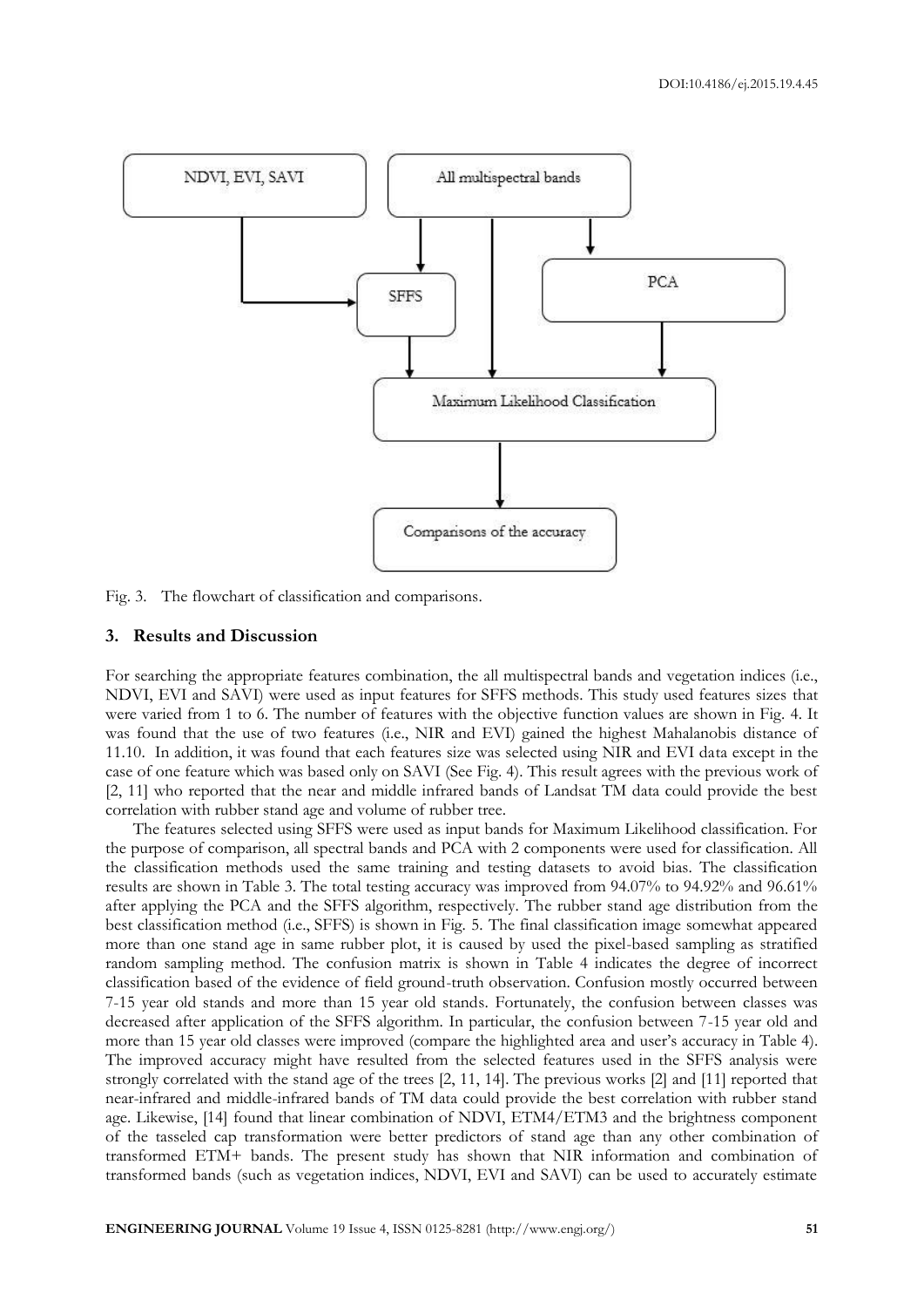Fig. 3. The flowchart of classification and comparisons.

## 3. Results and Discussion

For searching the appropriate features combination, the all multispectral bands and vegetation indices (i.e., NDVI, EVI and SAVI) were used as input features for SFFS methods. This study used features sizes that were varied from 1 to 6. The number of features with the objective function values are shown in Fig. 4. It was found that the use of two features (i.e., NIR and EVI) gained the highest Mahalanobis distance of 11.10. In addition, it was found that each features size was selected using NIR and EVI data except in the case of one feature which was based only on SAVI (See Fig. 4). This result agrees with the previous work of [2, 11] who reported that the near and middle infrared bands of Landsat TM data could provide the best correlation with rubber stand age and volume of rubber tree.

The features selected using SFFS were used as input bands for Maximum Likelihood classification. For the purpose of comparison, all spectral bands and PCA with 2 components were used for classification. All the classification methods used the same training and testing datasets to avoid bias. The classification results are shown in Table 3. The total testing accuracy was improved from 94.07% to 94.92% and 96.61% after applying the PCA and the SFFS algorithm, respectively. The rubber stand age distribution from the best classification method (i.e., SFFS) is shown in Fig. 5. The final classification image somewhat appeared more than one stand age in same rubber plot, it is caused by used the pixel-based sampling as stratified random sampling method. The confusion matrix is shown in Table 4 indicates the degree of incorrect classification based of the evidence of field ground-truth observation. Confusion mostly occurred between 7-15 year old stands and more than 15 year old stands. Fortunately, the confusion between classes was decreased after application of the SFFS algorithm. In particular, the confusion between 7-15 year old and more than 15 year old classes were improved (compare the highlighted area and user's accuracy in Table 4). The improved accuracy might have resulted from the selected features used in the SFFS analysis were strongly correlated with the stand age of the trees [2, 11, 14]. The previous works [2] and [11] reported that near-infrared and middle-infrared bands of TM data could provide the best correlation with rubber stand age. Likewise, [14] found that linear combination of NDVI, ETM4/ETM3 and the brightness component of the tasseled cap transformation were better predictors of stand age than any other combination of transformed ETM+ bands. The present study has shown that NIR information and combination of transformed bands (such as vegetation indices, NDVI, EVI and SAVI) can be used to accurately estimate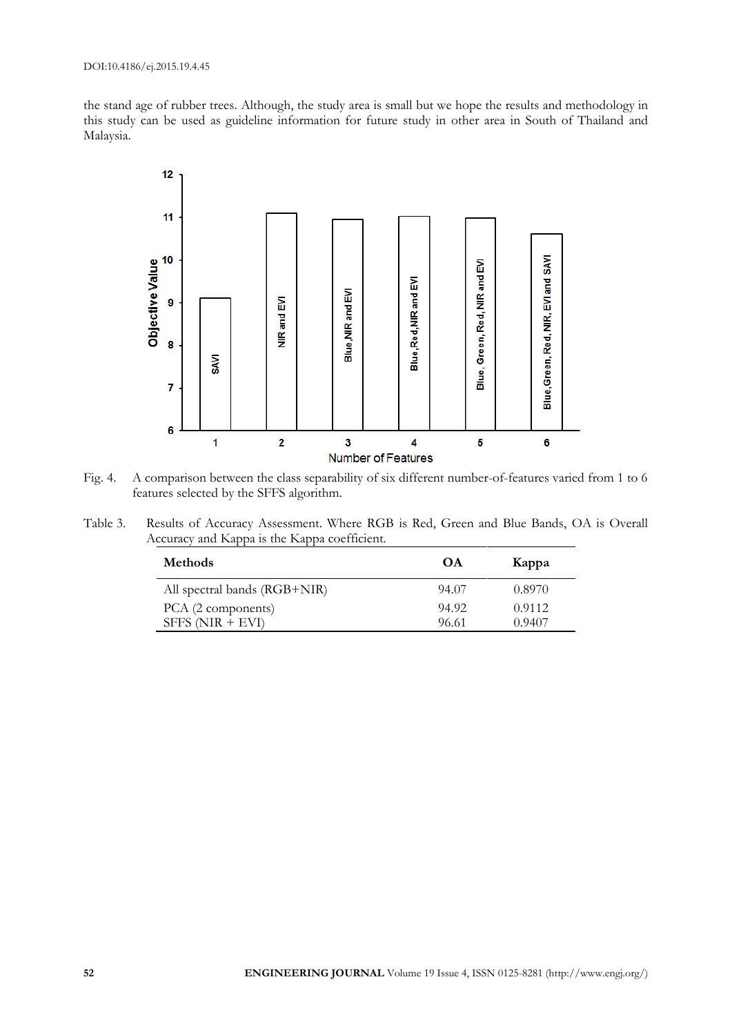the stand age of rubber trees. Although, the study area is small but we hope the results and methodology in this study can be used as guideline information for future study in other area in South of Thailand and Malaysia.

Fig. 4. A comparison between the class separability of six different number-of-features varied from 1 to 6 features selected by the SFFS algorithm.

Table 3. Results of Accuracy Assessment. Where RGB is Red, Green and Blue Bands, OA is Overall Accuracy and Kappa is the Kappa coefficient.

| Methods | OA | Kappa |
|---|---|---|
| All spectral bands (RGB+NIR) | 94.07 | 0.8970 |
| PCA (2 components) | 94.92 | 0.9112 |
| SFFS (NIR + EVI) | 96.61 | 0.9407 |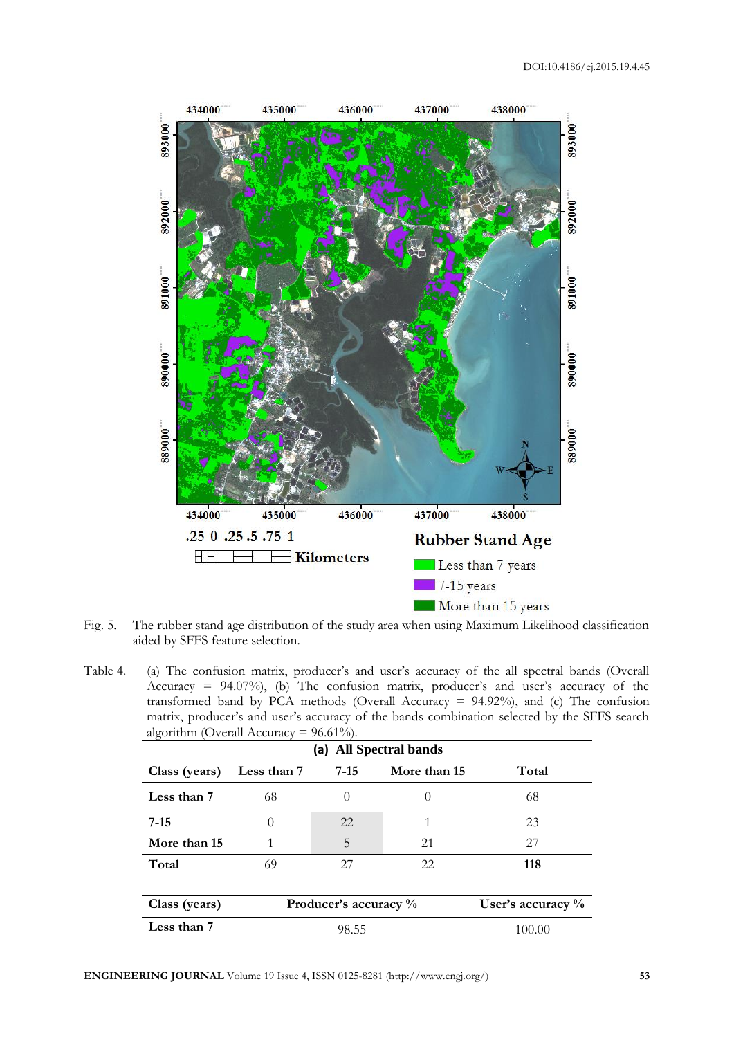Fig. 5. The rubber stand age distribution of the study area when using Maximum Likelihood classification aided by SFFS feature selection.

Table 4. (a) The confusion matrix, producer's and user's accuracy of the all spectral bands (Overall Accuracy = 94.07%), (b) The confusion matrix, producer's and user's accuracy of the transformed band by PCA methods (Overall Accuracy = 94.92%), and (c) The confusion matrix, producer's and user's accuracy of the bands combination selected by the SFFS search algorithm (Overall Accuracy = 96.61%).

**(a) All Spectral bands**

| Class (years) | Less than 7 | 7-15 | More than 15 | Total |
|---|---|---|---|---|
| **Less than 7** | 68 | 0 | 0 | 68 |
| **7-15** | 0 | 22 | 1 | 23 |
| **More than 15** | 1 | 5 | 21 | 27 |
| **Total** | 69 | 27 | 22 | **118** |

| Class (years) | Producer's accuracy % | User's accuracy % |
|---|---|---|
| **Less than 7** | 98.55 | 100.00 |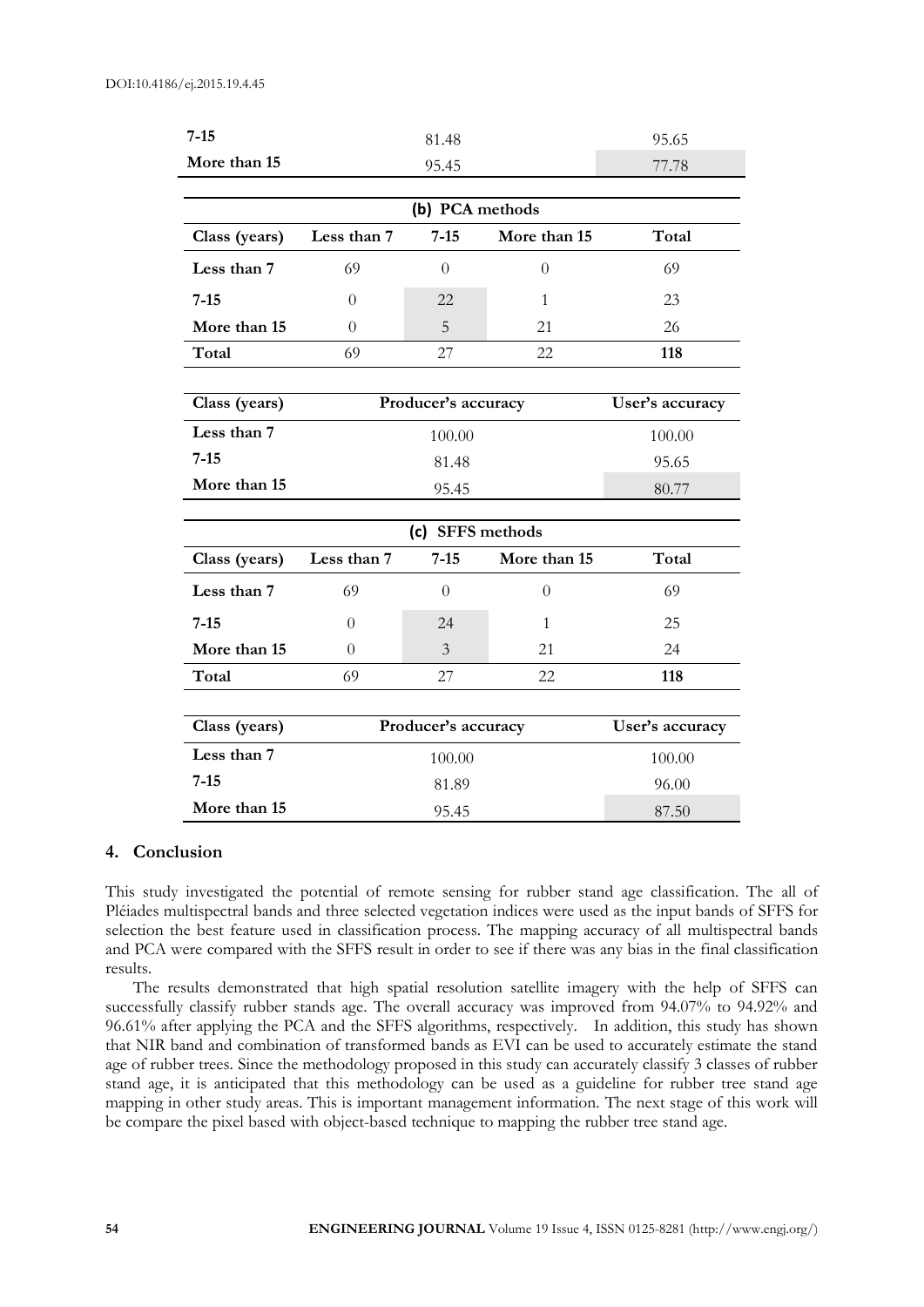| Class (years) | Producer's accuracy | User's accuracy |
|---|---|---|
| 7-15 | 81.48 | 95.65 |
| More than 15 | 95.45 | 77.78 |

(b) PCA methods

| Class (years) | Less than 7 | 7-15 | More than 15 | Total |
|---|---|---|---|---|
| Less than 7 | 69 | 0 | 0 | 69 |
| 7-15 | 0 | 22 | 1 | 23 |
| More than 15 | 0 | 5 | 21 | 26 |
| Total | 69 | 27 | 22 | **118** |

| Class (years) | Producer's accuracy | User's accuracy |
|---|---|---|
| Less than 7 | 100.00 | 100.00 |
| 7-15 | 81.48 | 95.65 |
| More than 15 | 95.45 | 80.77 |

(c) SFFS methods

| Class (years) | Less than 7 | 7-15 | More than 15 | Total |
|---|---|---|---|---|
| Less than 7 | 69 | 0 | 0 | 69 |
| 7-15 | 0 | 24 | 1 | 25 |
| More than 15 | 0 | 3 | 21 | 24 |
| Total | 69 | 27 | 22 | **118** |

| Class (years) | Producer's accuracy | User's accuracy |
|---|---|---|
| Less than 7 | 100.00 | 100.00 |
| 7-15 | 81.89 | 96.00 |
| More than 15 | 95.45 | 87.50 |

## 4. Conclusion

This study investigated the potential of remote sensing for rubber stand age classification. The all of Pléiades multispectral bands and three selected vegetation indices were used as the input bands of SFFS for selection the best feature used in classification process. The mapping accuracy of all multispectral bands and PCA were compared with the SFFS result in order to see if there was any bias in the final classification results.

The results demonstrated that high spatial resolution satellite imagery with the help of SFFS can successfully classify rubber stands age. The overall accuracy was improved from 94.07% to 94.92% and 96.61% after applying the PCA and the SFFS algorithms, respectively. In addition, this study has shown that NIR band and combination of transformed bands as EVI can be used to accurately estimate the stand age of rubber trees. Since the methodology proposed in this study can accurately classify 3 classes of rubber stand age, it is anticipated that this methodology can be used as a guideline for rubber tree stand age mapping in other study areas. This is important management information. The next stage of this work will be compare the pixel based with object-based technique to mapping the rubber tree stand age.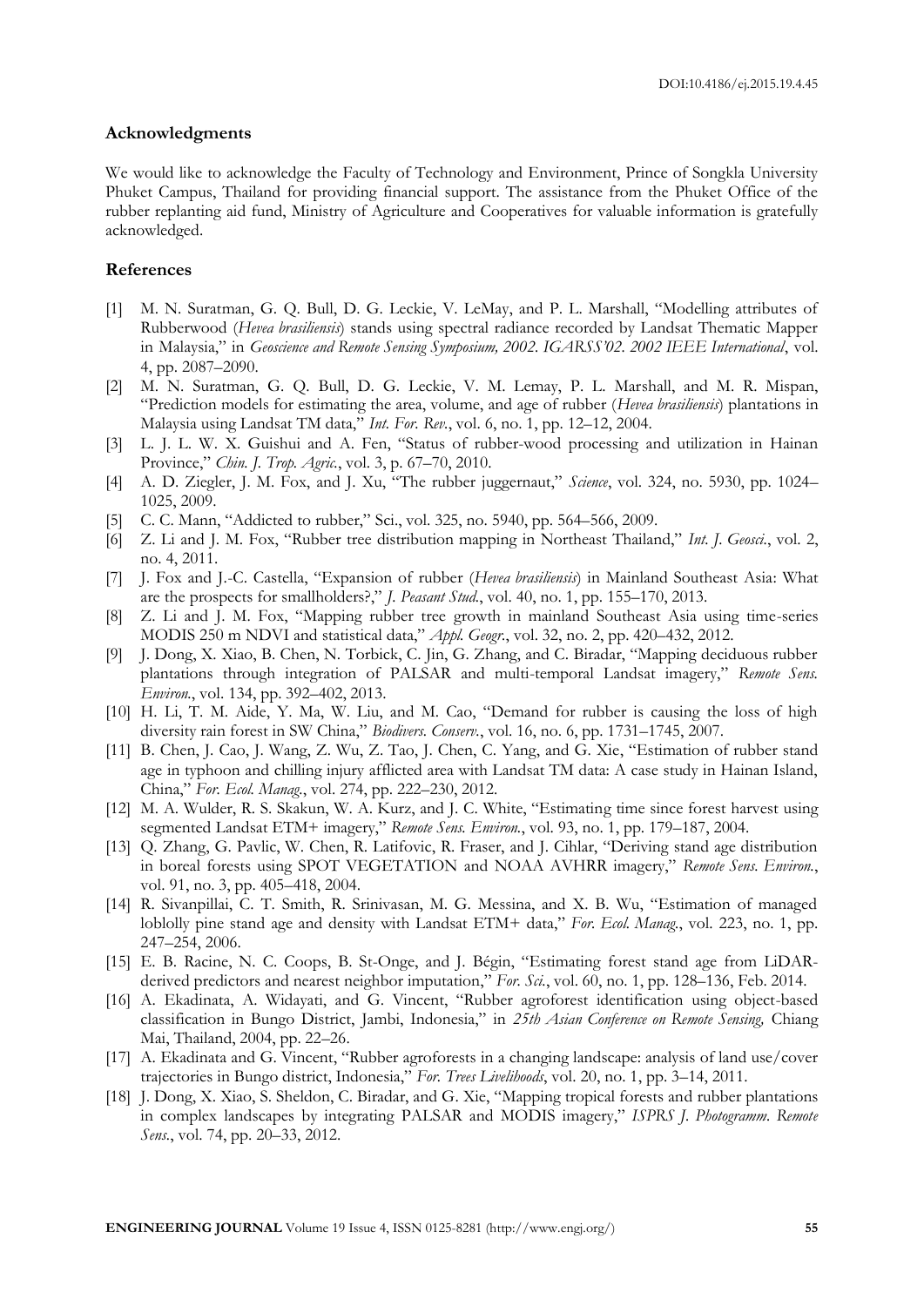## Acknowledgments

We would like to acknowledge the Faculty of Technology and Environment, Prince of Songkla University Phuket Campus, Thailand for providing financial support. The assistance from the Phuket Office of the rubber replanting aid fund, Ministry of Agriculture and Cooperatives for valuable information is gratefully acknowledged.

## References

[1] M. N. Suratman, G. Q. Bull, D. G. Leckie, V. LeMay, and P. L. Marshall, "Modelling attributes of Rubberwood (*Hevea brasiliensis*) stands using spectral radiance recorded by Landsat Thematic Mapper in Malaysia," in *Geoscience and Remote Sensing Symposium, 2002. IGARSS'02. 2002 IEEE International*, vol. 4, pp. 2087–2090.

[2] M. N. Suratman, G. Q. Bull, D. G. Leckie, V. M. Lemay, P. L. Marshall, and M. R. Mispan, "Prediction models for estimating the area, volume, and age of rubber (*Hevea brasiliensis*) plantations in Malaysia using Landsat TM data," *Int. For. Rev.*, vol. 6, no. 1, pp. 12–12, 2004.

[3] L. J. L. W. X. Guishui and A. Fen, "Status of rubber-wood processing and utilization in Hainan Province," *Chin. J. Trop. Agric.*, vol. 3, p. 67–70, 2010.

[4] A. D. Ziegler, J. M. Fox, and J. Xu, "The rubber juggernaut," *Science*, vol. 324, no. 5930, pp. 1024–1025, 2009.

[5] C. C. Mann, "Addicted to rubber," Sci., vol. 325, no. 5940, pp. 564–566, 2009.

[6] Z. Li and J. M. Fox, "Rubber tree distribution mapping in Northeast Thailand," *Int. J. Geosci.*, vol. 2, no. 4, 2011.

[7] J. Fox and J.-C. Castella, "Expansion of rubber (*Hevea brasiliensis*) in Mainland Southeast Asia: What are the prospects for smallholders?," *J. Peasant Stud.*, vol. 40, no. 1, pp. 155–170, 2013.

[8] Z. Li and J. M. Fox, "Mapping rubber tree growth in mainland Southeast Asia using time-series MODIS 250 m NDVI and statistical data," *Appl. Geogr.*, vol. 32, no. 2, pp. 420–432, 2012.

[9] J. Dong, X. Xiao, B. Chen, N. Torbick, C. Jin, G. Zhang, and C. Biradar, "Mapping deciduous rubber plantations through integration of PALSAR and multi-temporal Landsat imagery," *Remote Sens. Environ.*, vol. 134, pp. 392–402, 2013.

[10] H. Li, T. M. Aide, Y. Ma, W. Liu, and M. Cao, "Demand for rubber is causing the loss of high diversity rain forest in SW China," *Biodivers. Conserv.*, vol. 16, no. 6, pp. 1731–1745, 2007.

[11] B. Chen, J. Cao, J. Wang, Z. Wu, Z. Tao, J. Chen, C. Yang, and G. Xie, "Estimation of rubber stand age in typhoon and chilling injury afflicted area with Landsat TM data: A case study in Hainan Island, China," *For. Ecol. Manag.*, vol. 274, pp. 222–230, 2012.

[12] M. A. Wulder, R. S. Skakun, W. A. Kurz, and J. C. White, "Estimating time since forest harvest using segmented Landsat ETM+ imagery," *Remote Sens. Environ.*, vol. 93, no. 1, pp. 179–187, 2004.

[13] Q. Zhang, G. Pavlic, W. Chen, R. Latifovic, R. Fraser, and J. Cihlar, "Deriving stand age distribution in boreal forests using SPOT VEGETATION and NOAA AVHRR imagery," *Remote Sens. Environ.*, vol. 91, no. 3, pp. 405–418, 2004.

[14] R. Sivanpillai, C. T. Smith, R. Srinivasan, M. G. Messina, and X. B. Wu, "Estimation of managed loblolly pine stand age and density with Landsat ETM+ data," *For. Ecol. Manag.*, vol. 223, no. 1, pp. 247–254, 2006.

[15] E. B. Racine, N. C. Coops, B. St-Onge, and J. Bégin, "Estimating forest stand age from LiDAR-derived predictors and nearest neighbor imputation," *For. Sci.*, vol. 60, no. 1, pp. 128–136, Feb. 2014.

[16] A. Ekadinata, A. Widayati, and G. Vincent, "Rubber agroforest identification using object-based classification in Bungo District, Jambi, Indonesia," in *25th Asian Conference on Remote Sensing,* Chiang Mai, Thailand, 2004, pp. 22–26.

[17] A. Ekadinata and G. Vincent, "Rubber agroforests in a changing landscape: analysis of land use/cover trajectories in Bungo district, Indonesia," *For. Trees Livelihoods*, vol. 20, no. 1, pp. 3–14, 2011.

[18] J. Dong, X. Xiao, S. Sheldon, C. Biradar, and G. Xie, "Mapping tropical forests and rubber plantations in complex landscapes by integrating PALSAR and MODIS imagery," *ISPRS J. Photogramm. Remote Sens.*, vol. 74, pp. 20–33, 2012.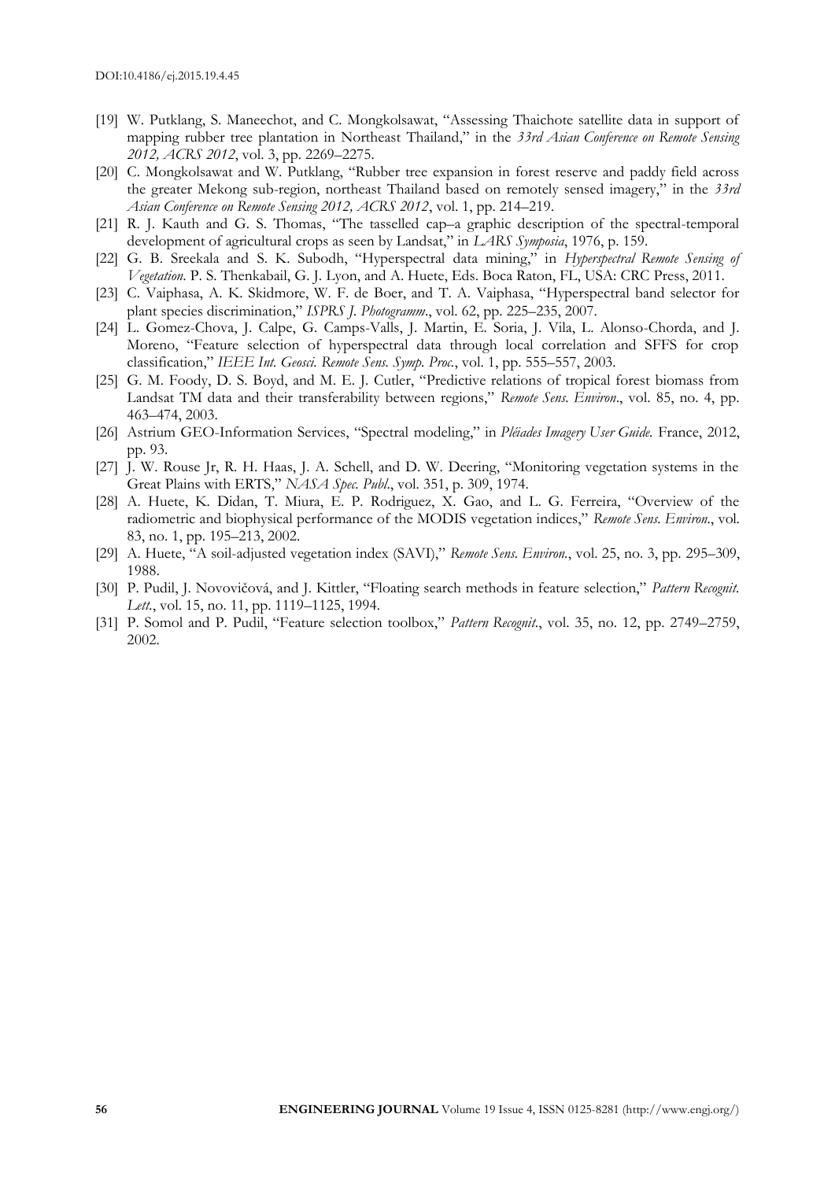[19] W. Putklang, S. Maneechot, and C. Mongkolsawat, "Assessing Thaichote satellite data in support of mapping rubber tree plantation in Northeast Thailand," in the *33rd Asian Conference on Remote Sensing 2012, ACRS 2012*, vol. 3, pp. 2269–2275.

[20] C. Mongkolsawat and W. Putklang, "Rubber tree expansion in forest reserve and paddy field across the greater Mekong sub-region, northeast Thailand based on remotely sensed imagery," in the *33rd Asian Conference on Remote Sensing 2012, ACRS 2012*, vol. 1, pp. 214–219.

[21] R. J. Kauth and G. S. Thomas, "The tasselled cap–a graphic description of the spectral-temporal development of agricultural crops as seen by Landsat," in *LARS Symposia*, 1976, p. 159.

[22] G. B. Sreekala and S. K. Subodh, "Hyperspectral data mining," in *Hyperspectral Remote Sensing of Vegetation*. P. S. Thenkabail, G. J. Lyon, and A. Huete, Eds. Boca Raton, FL, USA: CRC Press, 2011.

[23] C. Vaiphasa, A. K. Skidmore, W. F. de Boer, and T. A. Vaiphasa, "Hyperspectral band selector for plant species discrimination," *ISPRS J. Photogramm.*, vol. 62, pp. 225–235, 2007.

[24] L. Gomez-Chova, J. Calpe, G. Camps-Valls, J. Martin, E. Soria, J. Vila, L. Alonso-Chorda, and J. Moreno, "Feature selection of hyperspectral data through local correlation and SFFS for crop classification," *IEEE Int. Geosci. Remote Sens. Symp. Proc.*, vol. 1, pp. 555–557, 2003.

[25] G. M. Foody, D. S. Boyd, and M. E. J. Cutler, "Predictive relations of tropical forest biomass from Landsat TM data and their transferability between regions," *Remote Sens. Environ.*, vol. 85, no. 4, pp. 463–474, 2003.

[26] Astrium GEO-Information Services, "Spectral modeling," in *Pléiades Imagery User Guide.* France, 2012, pp. 93.

[27] J. W. Rouse Jr, R. H. Haas, J. A. Schell, and D. W. Deering, "Monitoring vegetation systems in the Great Plains with ERTS," *NASA Spec. Publ.*, vol. 351, p. 309, 1974.

[28] A. Huete, K. Didan, T. Miura, E. P. Rodriguez, X. Gao, and L. G. Ferreira, "Overview of the radiometric and biophysical performance of the MODIS vegetation indices," *Remote Sens. Environ.*, vol. 83, no. 1, pp. 195–213, 2002.

[29] A. Huete, "A soil-adjusted vegetation index (SAVI)," *Remote Sens. Environ.*, vol. 25, no. 3, pp. 295–309, 1988.

[30] P. Pudil, J. Novovičová, and J. Kittler, "Floating search methods in feature selection," *Pattern Recognit. Lett.*, vol. 15, no. 11, pp. 1119–1125, 1994.

[31] P. Somol and P. Pudil, "Feature selection toolbox," *Pattern Recognit.*, vol. 35, no. 12, pp. 2749–2759, 2002.